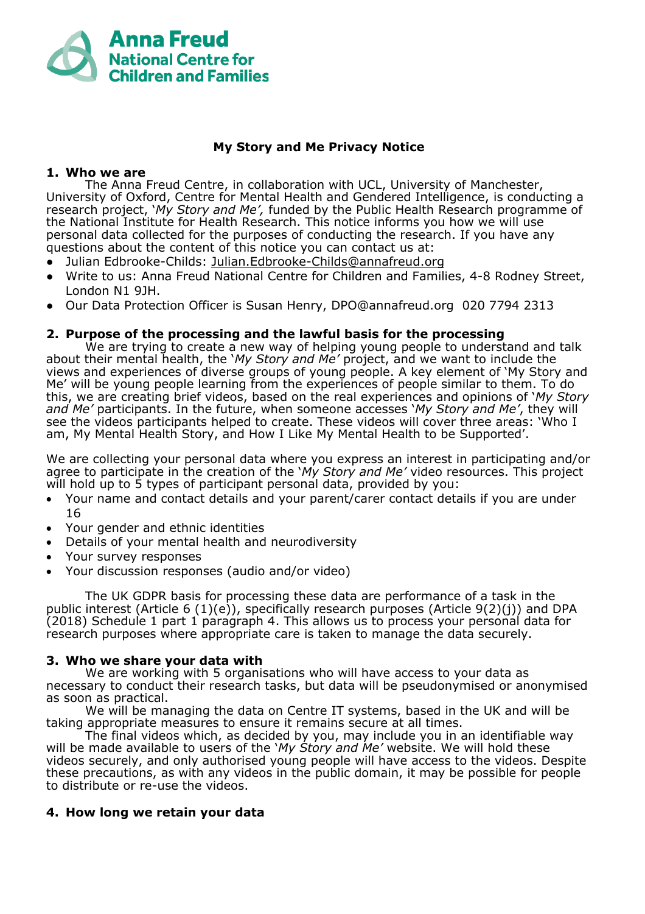Anna Freud National Centre for Children and Families

# My Story and Me Privacy Notice

## 1. Who we are

The Anna Freud Centre, in collaboration with UCL, University of Manchester, University of Oxford, Centre for Mental Health and Gendered Intelligence, is conducting a research project, '*My Story and Me',* funded by the Public Health Research programme of the National Institute for Health Research. This notice informs you how we will use personal data collected for the purposes of conducting the research. If you have any questions about the content of this notice you can contact us at:

- Julian Edbrooke-Childs: Julian.Edbrooke-Childs@annafreud.org
- Write to us: Anna Freud National Centre for Children and Families, 4-8 Rodney Street, London N1 9JH.
- Our Data Protection Officer is Susan Henry, DPO@annafreud.org 020 7794 2313

## 2. Purpose of the processing and the lawful basis for the processing

We are trying to create a new way of helping young people to understand and talk about their mental health, the '*My Story and Me'* project, and we want to include the views and experiences of diverse groups of young people. A key element of 'My Story and Me' will be young people learning from the experiences of people similar to them. To do this, we are creating brief videos, based on the real experiences and opinions of '*My Story and Me'* participants. In the future, when someone accesses '*My Story and Me'*, they will see the videos participants helped to create. These videos will cover three areas: 'Who I am, My Mental Health Story, and How I Like My Mental Health to be Supported'.

We are collecting your personal data where you express an interest in participating and/or agree to participate in the creation of the '*My Story and Me'* video resources. This project will hold up to 5 types of participant personal data, provided by you:

- Your name and contact details and your parent/carer contact details if you are under 16
- Your gender and ethnic identities
- Details of your mental health and neurodiversity
- Your survey responses
- Your discussion responses (audio and/or video)

The UK GDPR basis for processing these data are performance of a task in the public interest (Article 6 (1)(e)), specifically research purposes (Article 9(2)(j)) and DPA (2018) Schedule 1 part 1 paragraph 4. This allows us to process your personal data for research purposes where appropriate care is taken to manage the data securely.

## 3. Who we share your data with

We are working with 5 organisations who will have access to your data as necessary to conduct their research tasks, but data will be pseudonymised or anonymised as soon as practical.

We will be managing the data on Centre IT systems, based in the UK and will be taking appropriate measures to ensure it remains secure at all times.

The final videos which, as decided by you, may include you in an identifiable way will be made available to users of the '*My Story and Me'* website. We will hold these videos securely, and only authorised young people will have access to the videos. Despite these precautions, as with any videos in the public domain, it may be possible for people to distribute or re-use the videos.

## 4. How long we retain your data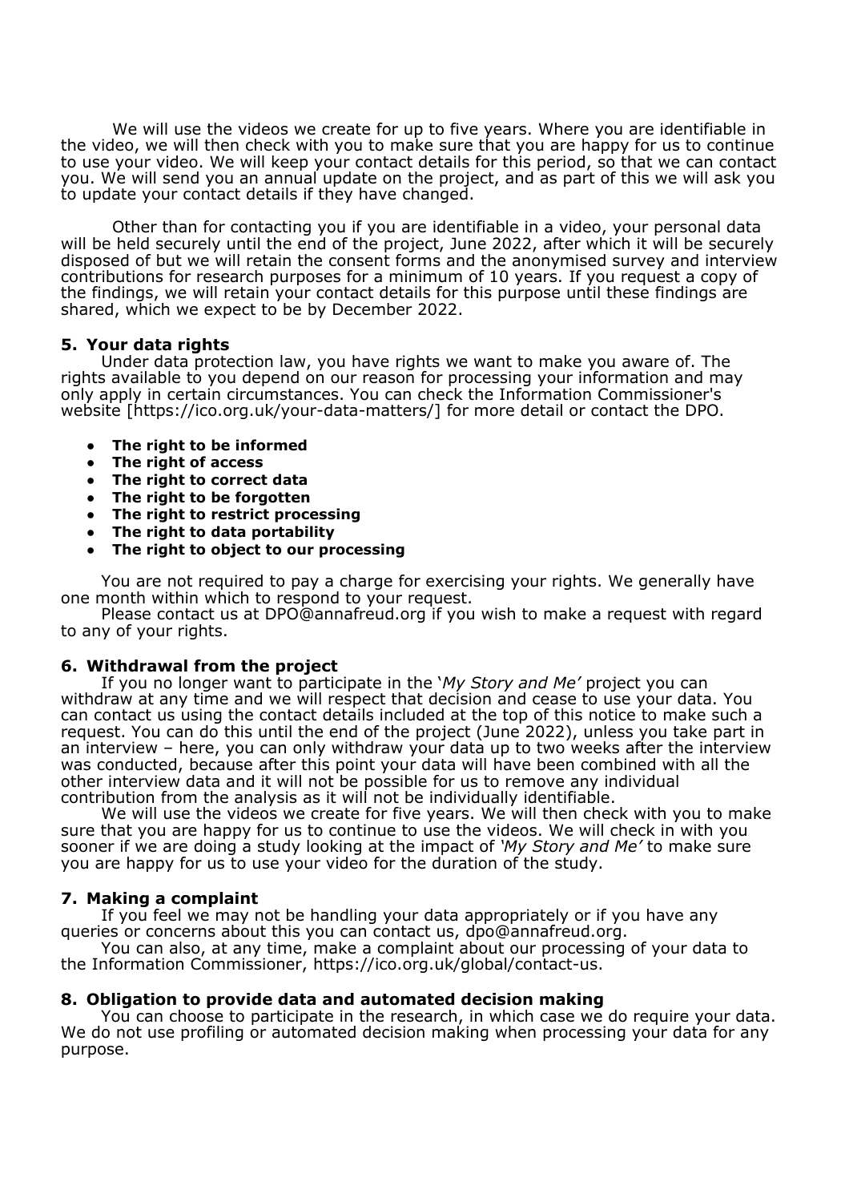We will use the videos we create for up to five years. Where you are identifiable in the video, we will then check with you to make sure that you are happy for us to continue to use your video. We will keep your contact details for this period, so that we can contact you. We will send you an annual update on the project, and as part of this we will ask you to update your contact details if they have changed.

Other than for contacting you if you are identifiable in a video, your personal data will be held securely until the end of the project, June 2022, after which it will be securely disposed of but we will retain the consent forms and the anonymised survey and interview contributions for research purposes for a minimum of 10 years. If you request a copy of the findings, we will retain your contact details for this purpose until these findings are shared, which we expect to be by December 2022.

## 5. Your data rights

Under data protection law, you have rights we want to make you aware of. The rights available to you depend on our reason for processing your information and may only apply in certain circumstances. You can check the Information Commissioner's website [https://ico.org.uk/your-data-matters/] for more detail or contact the DPO.

- **The right to be informed**
- **The right of access**
- **The right to correct data**
- **The right to be forgotten**
- **The right to restrict processing**
- **The right to data portability**
- **The right to object to our processing**

You are not required to pay a charge for exercising your rights. We generally have one month within which to respond to your request.

Please contact us at DPO@annafreud.org if you wish to make a request with regard to any of your rights.

## 6. Withdrawal from the project

If you no longer want to participate in the '*My Story and Me'* project you can withdraw at any time and we will respect that decision and cease to use your data. You can contact us using the contact details included at the top of this notice to make such a request. You can do this until the end of the project (June 2022), unless you take part in an interview – here, you can only withdraw your data up to two weeks after the interview was conducted, because after this point your data will have been combined with all the other interview data and it will not be possible for us to remove any individual contribution from the analysis as it will not be individually identifiable.

We will use the videos we create for five years. We will then check with you to make sure that you are happy for us to continue to use the videos. We will check in with you sooner if we are doing a study looking at the impact of *'My Story and Me'* to make sure you are happy for us to use your video for the duration of the study.

## 7. Making a complaint

If you feel we may not be handling your data appropriately or if you have any queries or concerns about this you can contact us, dpo@annafreud.org.

You can also, at any time, make a complaint about our processing of your data to the Information Commissioner, https://ico.org.uk/global/contact-us.

## 8. Obligation to provide data and automated decision making

You can choose to participate in the research, in which case we do require your data. We do not use profiling or automated decision making when processing your data for any purpose.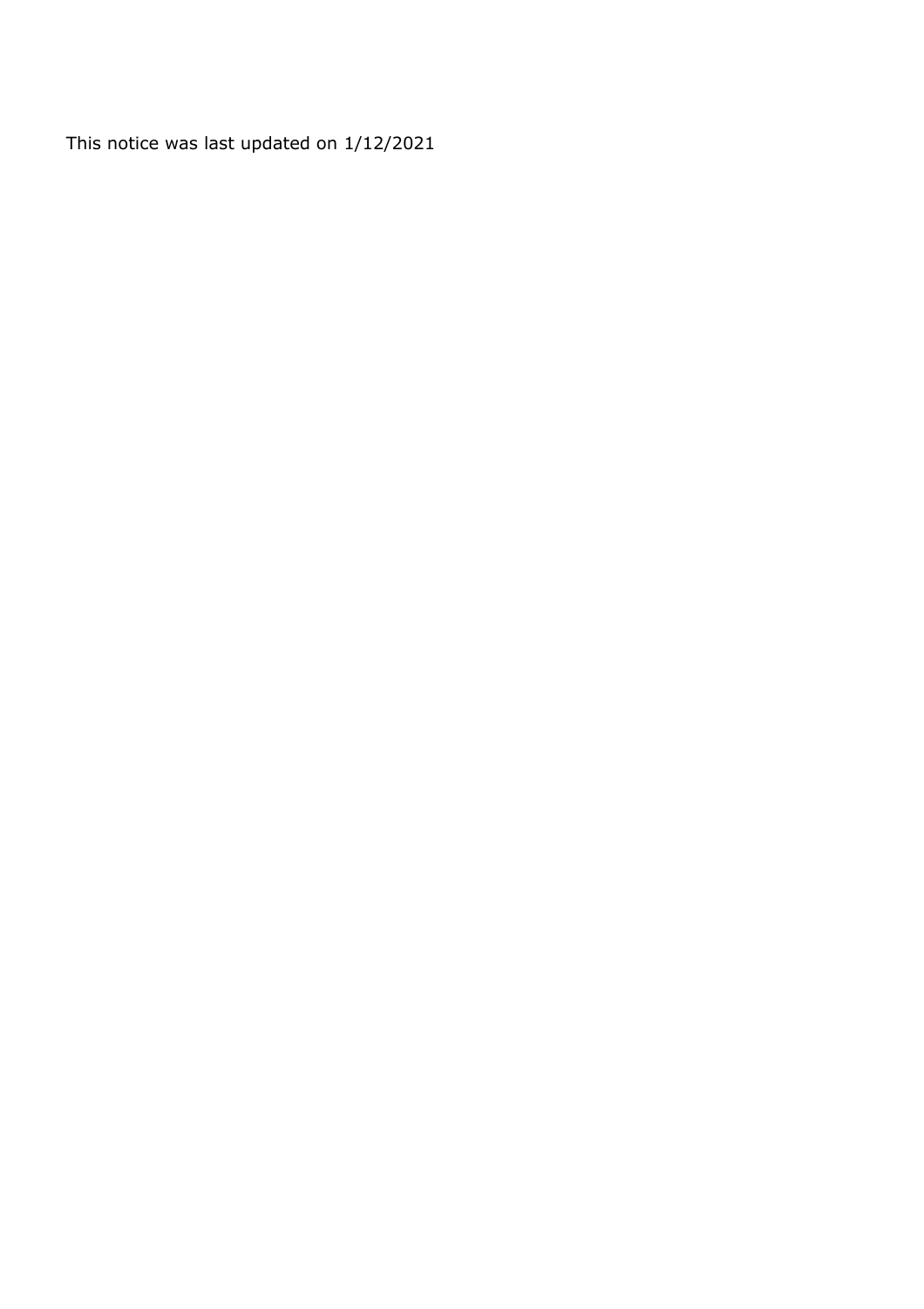This notice was last updated on 1/12/2021